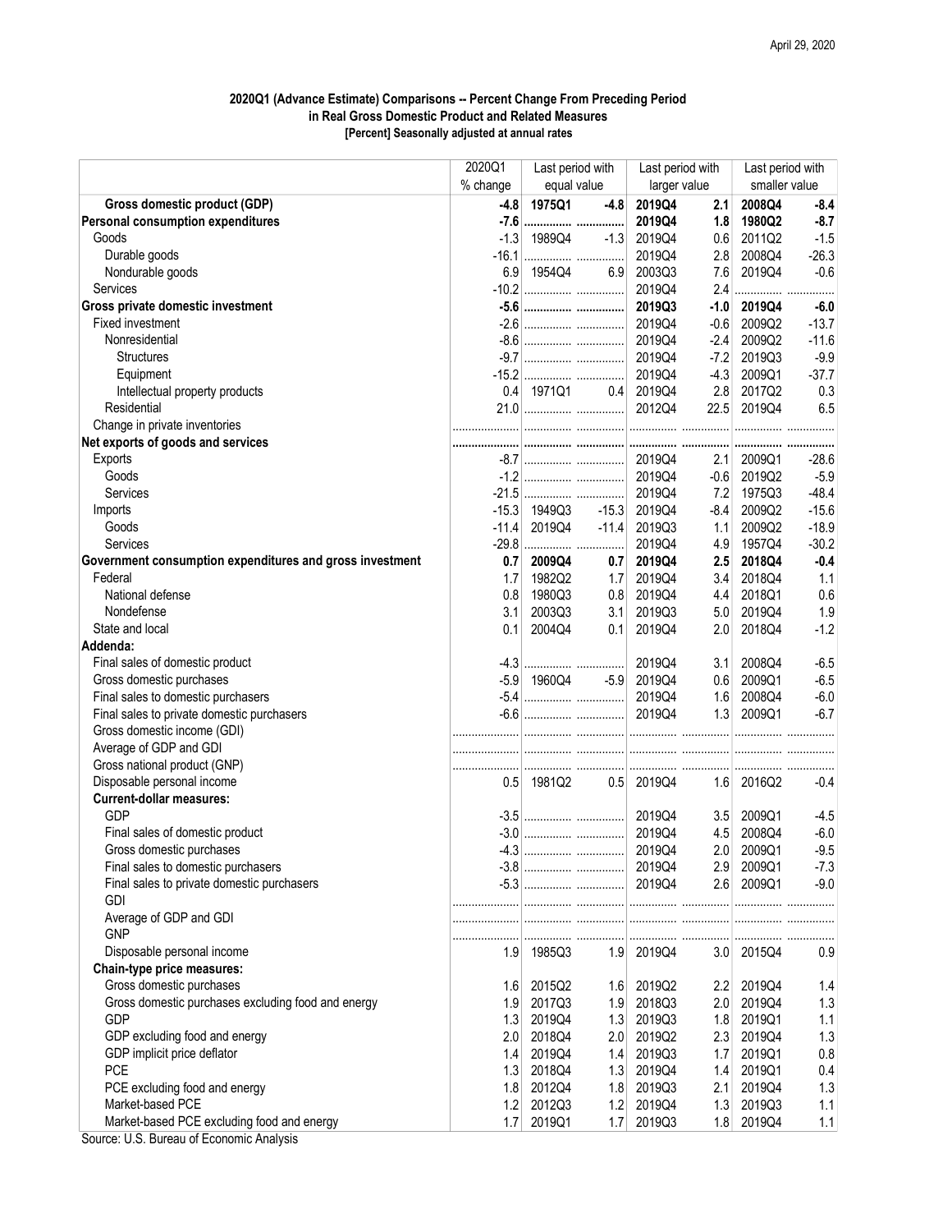April 29, 2020

**2020Q1 (Advance Estimate) Comparisons -- Percent Change From Preceding Period in Real Gross Domestic Product and Related Measures**
**[Percent] Seasonally adjusted at annual rates**

| | 2020Q1 % change | Last period with equal value | | Last period with larger value | | Last period with smaller value | |
|---|---|---|---|---|---|---|---|
| **Gross domestic product (GDP)** | **-4.8** | **1975Q1** | **-4.8** | **2019Q4** | **2.1** | **2008Q4** | **-8.4** |
| **Personal consumption expenditures** | **-7.6** | **...............** | **...............** | **2019Q4** | **1.8** | **1980Q2** | **-8.7** |
| Goods | -1.3 | 1989Q4 | -1.3 | 2019Q4 | 0.6 | 2011Q2 | -1.5 |
| Durable goods | -16.1 | ............... | ............... | 2019Q4 | 2.8 | 2008Q4 | -26.3 |
| Nondurable goods | 6.9 | 1954Q4 | 6.9 | 2003Q3 | 7.6 | 2019Q4 | -0.6 |
| Services | -10.2 | ............... | ............... | 2019Q4 | 2.4 | ............... | ............... |
| **Gross private domestic investment** | **-5.6** | **...............** | **...............** | **2019Q3** | **-1.0** | **2019Q4** | **-6.0** |
| Fixed investment | -2.6 | ............... | ............... | 2019Q4 | -0.6 | 2009Q2 | -13.7 |
| Nonresidential | -8.6 | ............... | ............... | 2019Q4 | -2.4 | 2009Q2 | -11.6 |
| Structures | -9.7 | ............... | ............... | 2019Q4 | -7.2 | 2019Q3 | -9.9 |
| Equipment | -15.2 | ............... | ............... | 2019Q4 | -4.3 | 2009Q1 | -37.7 |
| Intellectual property products | 0.4 | 1971Q1 | 0.4 | 2019Q4 | 2.8 | 2017Q2 | 0.3 |
| Residential | 21.0 | ............... | ............... | 2012Q4 | 22.5 | 2019Q4 | 6.5 |
| Change in private inventories | ............... | ............... | ............... | ............... | ............... | ............... | ............... |
| **Net exports of goods and services** | **...............** | **...............** | **...............** | **...............** | **...............** | **...............** | **...............** |
| Exports | -8.7 | ............... | ............... | 2019Q4 | 2.1 | 2009Q1 | -28.6 |
| Goods | -1.2 | ............... | ............... | 2019Q4 | -0.6 | 2019Q2 | -5.9 |
| Services | -21.5 | ............... | ............... | 2019Q4 | 7.2 | 1975Q3 | -48.4 |
| Imports | -15.3 | 1949Q3 | -15.3 | 2019Q4 | -8.4 | 2009Q2 | -15.6 |
| Goods | -11.4 | 2019Q4 | -11.4 | 2019Q3 | 1.1 | 2009Q2 | -18.9 |
| Services | -29.8 | ............... | ............... | 2019Q4 | 4.9 | 1957Q4 | -30.2 |
| **Government consumption expenditures and gross investment** | **0.7** | **2009Q4** | **0.7** | **2019Q4** | **2.5** | **2018Q4** | **-0.4** |
| Federal | 1.7 | 1982Q2 | 1.7 | 2019Q4 | 3.4 | 2018Q4 | 1.1 |
| National defense | 0.8 | 1980Q3 | 0.8 | 2019Q4 | 4.4 | 2018Q1 | 0.6 |
| Nondefense | 3.1 | 2003Q3 | 3.1 | 2019Q3 | 5.0 | 2019Q4 | 1.9 |
| State and local | 0.1 | 2004Q4 | 0.1 | 2019Q4 | 2.0 | 2018Q4 | -1.2 |
| **Addenda:** | | | | | | | |
| Final sales of domestic product | -4.3 | ............... | ............... | 2019Q4 | 3.1 | 2008Q4 | -6.5 |
| Gross domestic purchases | -5.9 | 1960Q4 | -5.9 | 2019Q4 | 0.6 | 2009Q1 | -6.5 |
| Final sales to domestic purchasers | -5.4 | ............... | ............... | 2019Q4 | 1.6 | 2008Q4 | -6.0 |
| Final sales to private domestic purchasers | -6.6 | ............... | ............... | 2019Q4 | 1.3 | 2009Q1 | -6.7 |
| Gross domestic income (GDI) | ............... | ............... | ............... | ............... | ............... | ............... | ............... |
| Average of GDP and GDI | ............... | ............... | ............... | ............... | ............... | ............... | ............... |
| Gross national product (GNP) | ............... | ............... | ............... | ............... | ............... | ............... | ............... |
| Disposable personal income | 0.5 | 1981Q2 | 0.5 | 2019Q4 | 1.6 | 2016Q2 | -0.4 |
| **Current-dollar measures:** | | | | | | | |
| GDP | -3.5 | ............... | ............... | 2019Q4 | 3.5 | 2009Q1 | -4.5 |
| Final sales of domestic product | -3.0 | ............... | ............... | 2019Q4 | 4.5 | 2008Q4 | -6.0 |
| Gross domestic purchases | -4.3 | ............... | ............... | 2019Q4 | 2.0 | 2009Q1 | -9.5 |
| Final sales to domestic purchasers | -3.8 | ............... | ............... | 2019Q4 | 2.9 | 2009Q1 | -7.3 |
| Final sales to private domestic purchasers | -5.3 | ............... | ............... | 2019Q4 | 2.6 | 2009Q1 | -9.0 |
| GDI | ............... | ............... | ............... | ............... | ............... | ............... | ............... |
| Average of GDP and GDI | ............... | ............... | ............... | ............... | ............... | ............... | ............... |
| GNP | ............... | ............... | ............... | ............... | ............... | ............... | ............... |
| Disposable personal income | 1.9 | 1985Q3 | 1.9 | 2019Q4 | 3.0 | 2015Q4 | 0.9 |
| **Chain-type price measures:** | | | | | | | |
| Gross domestic purchases | 1.6 | 2015Q2 | 1.6 | 2019Q2 | 2.2 | 2019Q4 | 1.4 |
| Gross domestic purchases excluding food and energy | 1.9 | 2017Q3 | 1.9 | 2018Q3 | 2.0 | 2019Q4 | 1.3 |
| GDP | 1.3 | 2019Q4 | 1.3 | 2019Q3 | 1.8 | 2019Q1 | 1.1 |
| GDP excluding food and energy | 2.0 | 2018Q4 | 2.0 | 2019Q2 | 2.3 | 2019Q4 | 1.3 |
| GDP implicit price deflator | 1.4 | 2019Q4 | 1.4 | 2019Q3 | 1.7 | 2019Q1 | 0.8 |
| PCE | 1.3 | 2018Q4 | 1.3 | 2019Q4 | 1.4 | 2019Q1 | 0.4 |
| PCE excluding food and energy | 1.8 | 2012Q4 | 1.8 | 2019Q3 | 2.1 | 2019Q4 | 1.3 |
| Market-based PCE | 1.2 | 2012Q3 | 1.2 | 2019Q4 | 1.3 | 2019Q3 | 1.1 |
| Market-based PCE excluding food and energy | 1.7 | 2019Q1 | 1.7 | 2019Q3 | 1.8 | 2019Q4 | 1.1 |

Source: U.S. Bureau of Economic Analysis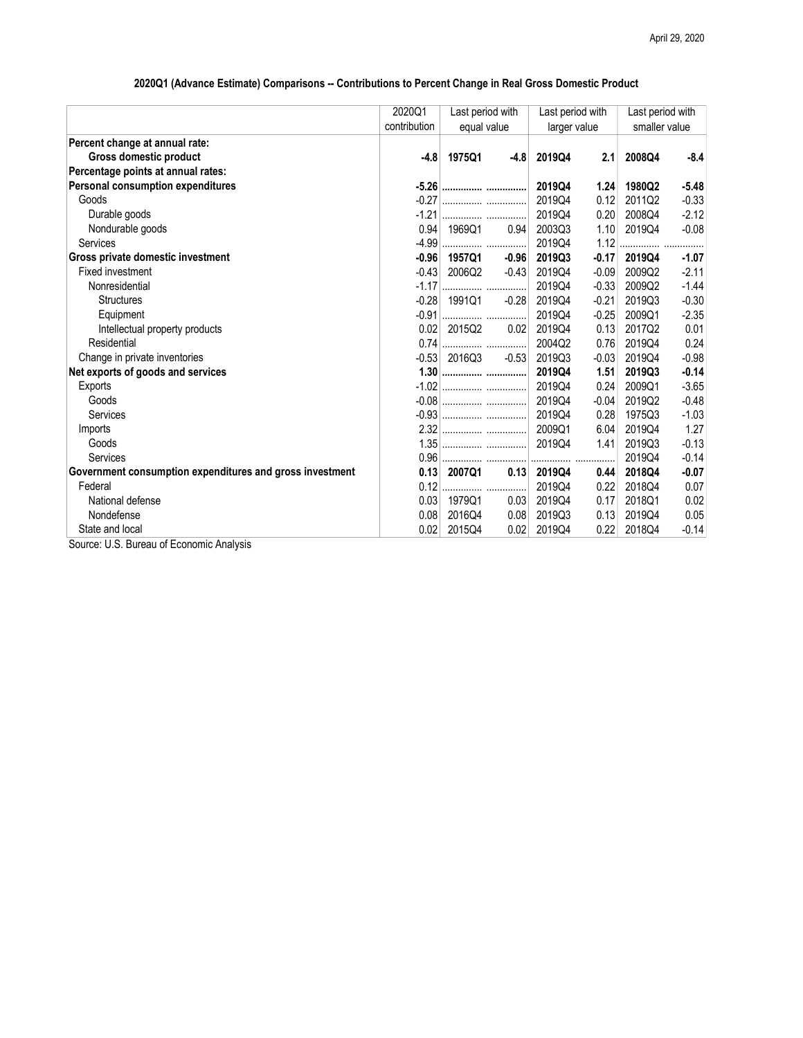April 29, 2020

**2020Q1 (Advance Estimate) Comparisons -- Contributions to Percent Change in Real Gross Domestic Product**

| | 2020Q1 contribution | Last period with equal value | | Last period with larger value | | Last period with smaller value | |
|---|---|---|---|---|---|---|---|
| **Percent change at annual rate:** | | | | | | | |
| **Gross domestic product** | **-4.8** | **1975Q1** | **-4.8** | **2019Q4** | **2.1** | **2008Q4** | **-8.4** |
| **Percentage points at annual rates:** | | | | | | | |
| **Personal consumption expenditures** | **-5.26** | **...............** | **...............** | **2019Q4** | **1.24** | **1980Q2** | **-5.48** |
| Goods | -0.27 | ............... | ............... | 2019Q4 | 0.12 | 2011Q2 | -0.33 |
| Durable goods | -1.21 | ............... | ............... | 2019Q4 | 0.20 | 2008Q4 | -2.12 |
| Nondurable goods | 0.94 | 1969Q1 | 0.94 | 2003Q3 | 1.10 | 2019Q4 | -0.08 |
| Services | -4.99 | ............... | ............... | 2019Q4 | 1.12 | ............... | ............... |
| **Gross private domestic investment** | **-0.96** | **1957Q1** | **-0.96** | **2019Q3** | **-0.17** | **2019Q4** | **-1.07** |
| Fixed investment | -0.43 | 2006Q2 | -0.43 | 2019Q4 | -0.09 | 2009Q2 | -2.11 |
| Nonresidential | -1.17 | ............... | ............... | 2019Q4 | -0.33 | 2009Q2 | -1.44 |
| Structures | -0.28 | 1991Q1 | -0.28 | 2019Q4 | -0.21 | 2019Q3 | -0.30 |
| Equipment | -0.91 | ............... | ............... | 2019Q4 | -0.25 | 2009Q1 | -2.35 |
| Intellectual property products | 0.02 | 2015Q2 | 0.02 | 2019Q4 | 0.13 | 2017Q2 | 0.01 |
| Residential | 0.74 | ............... | ............... | 2004Q2 | 0.76 | 2019Q4 | 0.24 |
| Change in private inventories | -0.53 | 2016Q3 | -0.53 | 2019Q3 | -0.03 | 2019Q4 | -0.98 |
| **Net exports of goods and services** | **1.30** | **...............** | **...............** | **2019Q4** | **1.51** | **2019Q3** | **-0.14** |
| Exports | -1.02 | ............... | ............... | 2019Q4 | 0.24 | 2009Q1 | -3.65 |
| Goods | -0.08 | ............... | ............... | 2019Q4 | -0.04 | 2019Q2 | -0.48 |
| Services | -0.93 | ............... | ............... | 2019Q4 | 0.28 | 1975Q3 | -1.03 |
| Imports | 2.32 | ............... | ............... | 2009Q1 | 6.04 | 2019Q4 | 1.27 |
| Goods | 1.35 | ............... | ............... | 2019Q4 | 1.41 | 2019Q3 | -0.13 |
| Services | 0.96 | ............... | ............... | ............... | ............... | 2019Q4 | -0.14 |
| **Government consumption expenditures and gross investment** | **0.13** | **2007Q1** | **0.13** | **2019Q4** | **0.44** | **2018Q4** | **-0.07** |
| Federal | 0.12 | ............... | ............... | 2019Q4 | 0.22 | 2018Q4 | 0.07 |
| National defense | 0.03 | 1979Q1 | 0.03 | 2019Q4 | 0.17 | 2018Q1 | 0.02 |
| Nondefense | 0.08 | 2016Q4 | 0.08 | 2019Q3 | 0.13 | 2019Q4 | 0.05 |
| State and local | 0.02 | 2015Q4 | 0.02 | 2019Q4 | 0.22 | 2018Q4 | -0.14 |

Source: U.S. Bureau of Economic Analysis